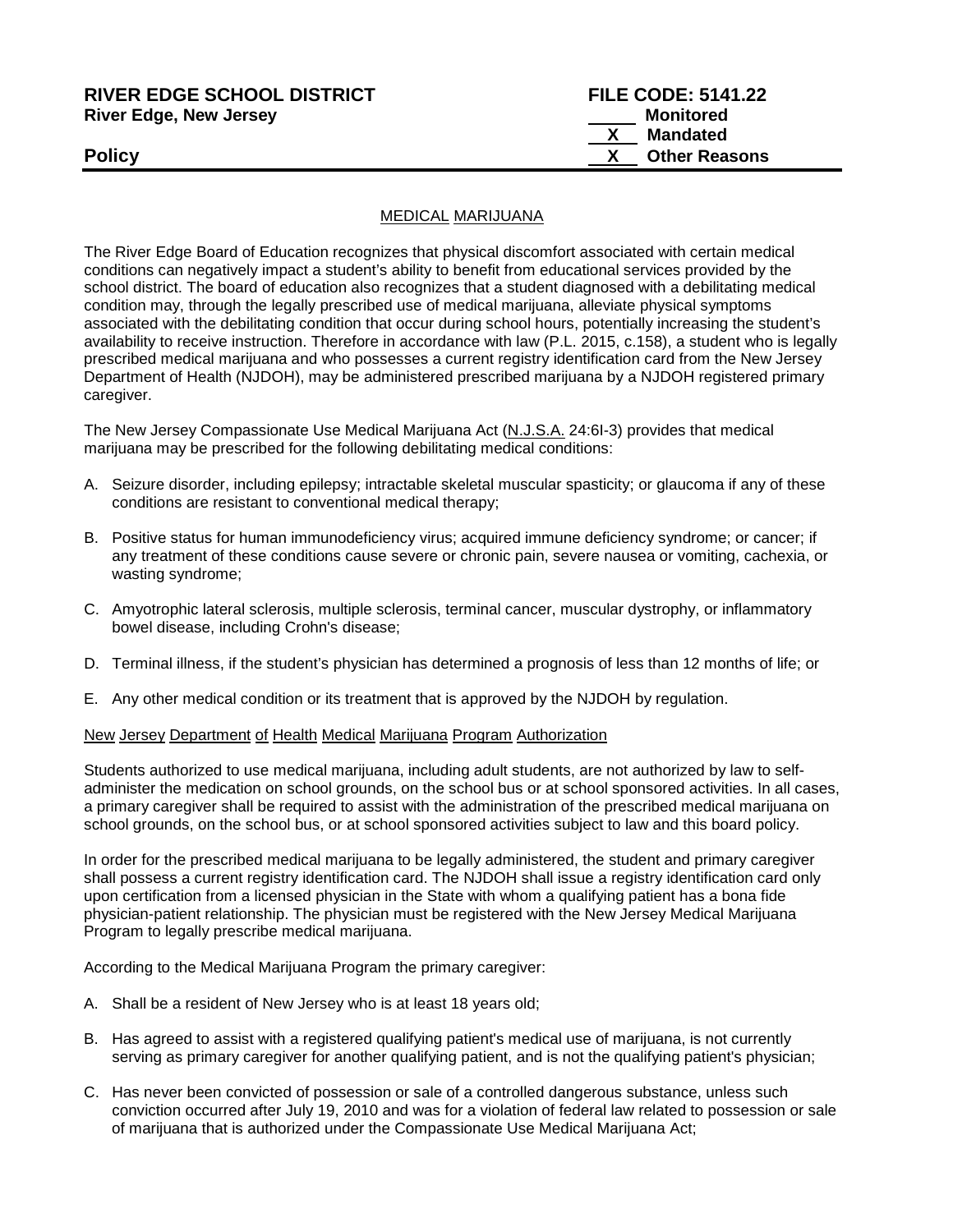**RIVER EDGE SCHOOL DISTRICT**
**River Edge, New Jersey**

**FILE CODE: 5141.22**
_____ **Monitored**
__X__ **Mandated**
__X__ **Other Reasons**

**Policy**

MEDICAL MARIJUANA

The River Edge Board of Education recognizes that physical discomfort associated with certain medical conditions can negatively impact a student's ability to benefit from educational services provided by the school district. The board of education also recognizes that a student diagnosed with a debilitating medical condition may, through the legally prescribed use of medical marijuana, alleviate physical symptoms associated with the debilitating condition that occur during school hours, potentially increasing the student's availability to receive instruction. Therefore in accordance with law (P.L. 2015, c.158), a student who is legally prescribed medical marijuana and who possesses a current registry identification card from the New Jersey Department of Health (NJDOH), may be administered prescribed marijuana by a NJDOH registered primary caregiver.

The New Jersey Compassionate Use Medical Marijuana Act (N.J.S.A. 24:6I-3) provides that medical marijuana may be prescribed for the following debilitating medical conditions:

A. Seizure disorder, including epilepsy; intractable skeletal muscular spasticity; or glaucoma if any of these conditions are resistant to conventional medical therapy;

B. Positive status for human immunodeficiency virus; acquired immune deficiency syndrome; or cancer; if any treatment of these conditions cause severe or chronic pain, severe nausea or vomiting, cachexia, or wasting syndrome;

C. Amyotrophic lateral sclerosis, multiple sclerosis, terminal cancer, muscular dystrophy, or inflammatory bowel disease, including Crohn's disease;

D. Terminal illness, if the student's physician has determined a prognosis of less than 12 months of life; or

E. Any other medical condition or its treatment that is approved by the NJDOH by regulation.

New Jersey Department of Health Medical Marijuana Program Authorization

Students authorized to use medical marijuana, including adult students, are not authorized by law to self-administer the medication on school grounds, on the school bus or at school sponsored activities. In all cases, a primary caregiver shall be required to assist with the administration of the prescribed medical marijuana on school grounds, on the school bus, or at school sponsored activities subject to law and this board policy.

In order for the prescribed medical marijuana to be legally administered, the student and primary caregiver shall possess a current registry identification card. The NJDOH shall issue a registry identification card only upon certification from a licensed physician in the State with whom a qualifying patient has a bona fide physician-patient relationship. The physician must be registered with the New Jersey Medical Marijuana Program to legally prescribe medical marijuana.

According to the Medical Marijuana Program the primary caregiver:

A. Shall be a resident of New Jersey who is at least 18 years old;

B. Has agreed to assist with a registered qualifying patient's medical use of marijuana, is not currently serving as primary caregiver for another qualifying patient, and is not the qualifying patient's physician;

C. Has never been convicted of possession or sale of a controlled dangerous substance, unless such conviction occurred after July 19, 2010 and was for a violation of federal law related to possession or sale of marijuana that is authorized under the Compassionate Use Medical Marijuana Act;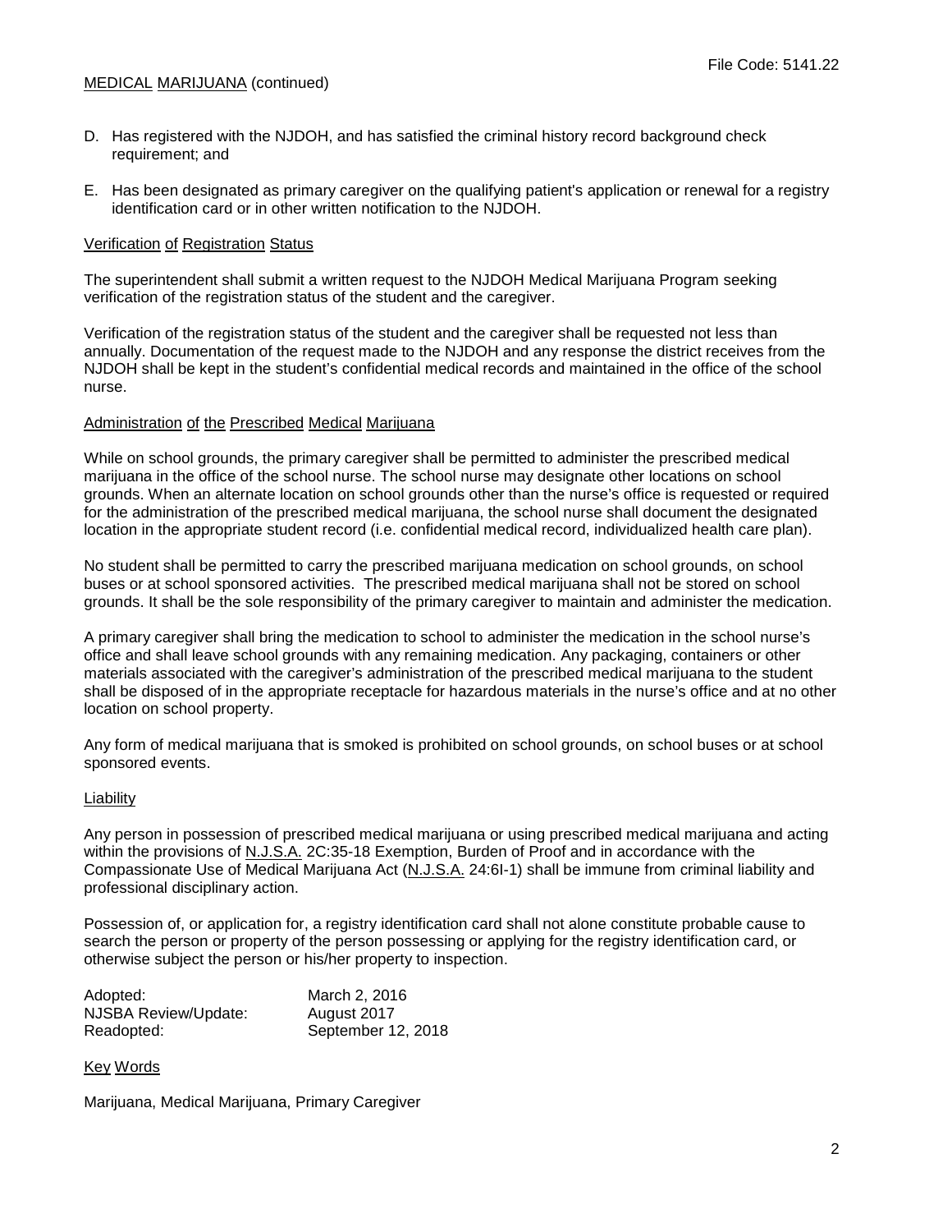D. Has registered with the NJDOH, and has satisfied the criminal history record background check requirement; and

E. Has been designated as primary caregiver on the qualifying patient's application or renewal for a registry identification card or in other written notification to the NJDOH.

## Verification of Registration Status

The superintendent shall submit a written request to the NJDOH Medical Marijuana Program seeking verification of the registration status of the student and the caregiver.

Verification of the registration status of the student and the caregiver shall be requested not less than annually. Documentation of the request made to the NJDOH and any response the district receives from the NJDOH shall be kept in the student's confidential medical records and maintained in the office of the school nurse.

## Administration of the Prescribed Medical Marijuana

While on school grounds, the primary caregiver shall be permitted to administer the prescribed medical marijuana in the office of the school nurse. The school nurse may designate other locations on school grounds. When an alternate location on school grounds other than the nurse's office is requested or required for the administration of the prescribed medical marijuana, the school nurse shall document the designated location in the appropriate student record (i.e. confidential medical record, individualized health care plan).

No student shall be permitted to carry the prescribed marijuana medication on school grounds, on school buses or at school sponsored activities. The prescribed medical marijuana shall not be stored on school grounds. It shall be the sole responsibility of the primary caregiver to maintain and administer the medication.

A primary caregiver shall bring the medication to school to administer the medication in the school nurse's office and shall leave school grounds with any remaining medication. Any packaging, containers or other materials associated with the caregiver's administration of the prescribed medical marijuana to the student shall be disposed of in the appropriate receptacle for hazardous materials in the nurse's office and at no other location on school property.

Any form of medical marijuana that is smoked is prohibited on school grounds, on school buses or at school sponsored events.

## Liability

Any person in possession of prescribed medical marijuana or using prescribed medical marijuana and acting within the provisions of N.J.S.A. 2C:35-18 Exemption, Burden of Proof and in accordance with the Compassionate Use of Medical Marijuana Act (N.J.S.A. 24:6I-1) shall be immune from criminal liability and professional disciplinary action.

Possession of, or application for, a registry identification card shall not alone constitute probable cause to search the person or property of the person possessing or applying for the registry identification card, or otherwise subject the person or his/her property to inspection.

| | |
|---|---|
| Adopted: | March 2, 2016 |
| NJSBA Review/Update: | August 2017 |
| Readopted: | September 12, 2018 |

## Key Words

Marijuana, Medical Marijuana, Primary Caregiver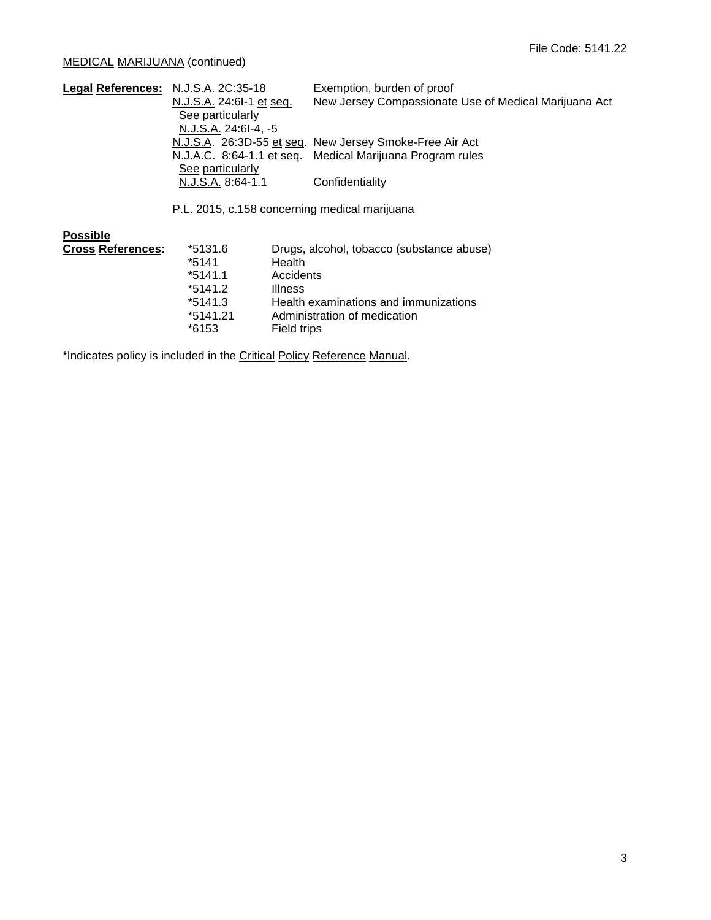MEDICAL MARIJUANA (continued)

| | | |
|---|---|---|
| **Legal References:** | N.J.S.A. 2C:35-18 | Exemption, burden of proof |
| | N.J.S.A. 24:6I-1 et seq. | New Jersey Compassionate Use of Medical Marijuana Act |
| | See particularly N.J.S.A. 24:6I-4, -5 | |
| | N.J.S.A. 26:3D-55 et seq. | New Jersey Smoke-Free Air Act |
| | N.J.A.C. 8:64-1.1 et seq. | Medical Marijuana Program rules |
| | See particularly N.J.S.A. 8:64-1.1 | Confidentiality |

P.L. 2015, c.158 concerning medical marijuana

| | | |
|---|---|---|
| **Possible Cross References:** | *5131.6 | Drugs, alcohol, tobacco (substance abuse) |
| | *5141 | Health |
| | *5141.1 | Accidents |
| | *5141.2 | Illness |
| | *5141.3 | Health examinations and immunizations |
| | *5141.21 | Administration of medication |
| | *6153 | Field trips |

*Indicates policy is included in the Critical Policy Reference Manual.